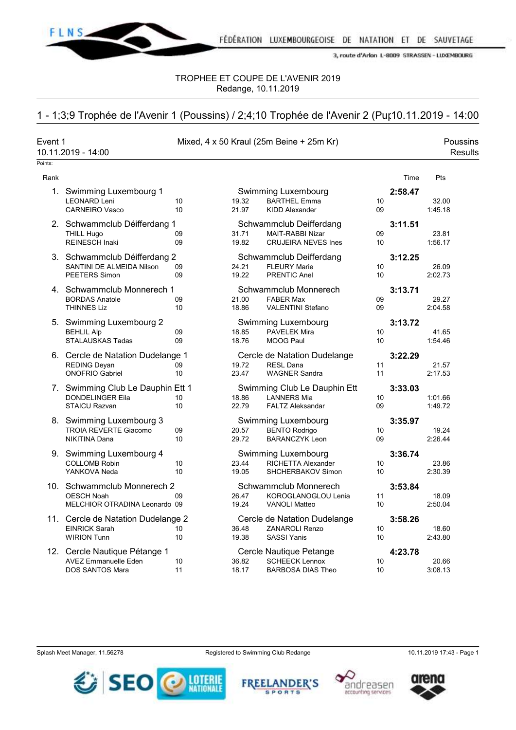FÉDÉRATION LUXEMBOURGEOISE DE NATATION ET DE SAUVETAGE

3, route d'Arlon L-8009 STRASSEN - LUXEMBOURG

TROPHEE ET COUPE DE L'AVENIR 2019
Redange, 10.11.2019

## 1 - 1;3;9 Trophée de l'Avenir 1 (Poussins) / 2;4;10 Trophée de l'Avenir 2 (Pu 10.11.2019 - 14:00

**Event 1** — Mixed, 4 x 50 Kraul (25m Beine + 25m Kr) — Poussins
10.11.2019 - 14:00 — Results

Points:

| Rank | Team / Swimmer | YoB | Split | Club / Swimmer | YoB | Time | Pts |
|---|---|---|---|---|---|---|---|
| 1. | Swimming Luxembourg 1 | | | Swimming Luxembourg | | **2:58.47** | |
| | LEONARD Leni | 10 | 19.32 | BARTHEL Emma | 10 | | 32.00 |
| | CARNEIRO Vasco | 10 | 21.97 | KIDD Alexander | 09 | | 1:45.18 |
| 2. | Schwammclub Déifferdang 1 | | | Schwammclub Deifferdang | | **3:11.51** | |
| | THILL Hugo | 09 | 31.71 | MAIT-RABBI Nizar | 09 | | 23.81 |
| | REINESCH Inaki | 09 | 19.82 | CRUJEIRA NEVES Ines | 10 | | 1:56.17 |
| 3. | Schwammclub Déifferdang 2 | | | Schwammclub Deifferdang | | **3:12.25** | |
| | SANTINI DE ALMEIDA Nilson | 09 | 24.21 | FLEURY Marie | 10 | | 26.09 |
| | PEETERS Simon | 09 | 19.22 | PRENTIC Anel | 10 | | 2:02.73 |
| 4. | Schwammclub Monnerech 1 | | | Schwammclub Monnerech | | **3:13.71** | |
| | BORDAS Anatole | 09 | 21.00 | FABER Max | 09 | | 29.27 |
| | THINNES Liz | 10 | 18.86 | VALENTINI Stefano | 09 | | 2:04.58 |
| 5. | Swimming Luxembourg 2 | | | Swimming Luxembourg | | **3:13.72** | |
| | BEHLIL Alp | 09 | 18.85 | PAVELEK Mira | 10 | | 41.65 |
| | STALAUSKAS Tadas | 09 | 18.76 | MOOG Paul | 10 | | 1:54.46 |
| 6. | Cercle de Natation Dudelange 1 | | | Cercle de Natation Dudelange | | **3:22.29** | |
| | REDING Deyan | 09 | 19.72 | RESL Dana | 11 | | 21.57 |
| | ONOFRIO Gabriel | 10 | 23.47 | WAGNER Sandra | 11 | | 2:17.53 |
| 7. | Swimming Club Le Dauphin Ett 1 | | | Swimming Club Le Dauphin Ett | | **3:33.03** | |
| | DONDELINGER Eila | 10 | 18.86 | LANNERS Mia | 10 | | 1:01.66 |
| | STAICU Razvan | 10 | 22.79 | FALTZ Aleksandar | 09 | | 1:49.72 |
| 8. | Swimming Luxembourg 3 | | | Swimming Luxembourg | | **3:35.97** | |
| | TROIA REVERTE Giacomo | 09 | 20.57 | BENTO Rodrigo | 10 | | 19.24 |
| | NIKITINA Dana | 10 | 29.72 | BARANCZYK Leon | 09 | | 2:26.44 |
| 9. | Swimming Luxembourg 4 | | | Swimming Luxembourg | | **3:36.74** | |
| | COLLOMB Robin | 10 | 23.44 | RICHETTA Alexander | 10 | | 23.86 |
| | YANKOVA Neda | 10 | 19.05 | SHCHERBAKOV Simon | 10 | | 2:30.39 |
| 10. | Schwammclub Monnerech 2 | | | Schwammclub Monnerech | | **3:53.84** | |
| | OESCH Noah | 09 | 26.47 | KOROGLANOGLOU Lenia | 11 | | 18.09 |
| | MELCHIOR OTRADINA Leonardo | 09 | 19.24 | VANOLI Matteo | 10 | | 2:50.04 |
| 11. | Cercle de Natation Dudelange 2 | | | Cercle de Natation Dudelange | | **3:58.26** | |
| | EINRICK Sarah | 10 | 36.48 | ZANAROLI Renzo | 10 | | 18.60 |
| | WIRION Tunn | 10 | 19.38 | SASSI Yanis | 10 | | 2:43.80 |
| 12. | Cercle Nautique Pétange 1 | | | Cercle Nautique Petange | | **4:23.78** | |
| | AVEZ Emmanuelle Eden | 10 | 36.82 | SCHEECK Lennox | 10 | | 20.66 |
| | DOS SANTOS Mara | 11 | 18.17 | BARBOSA DIAS Theo | 10 | | 3:08.13 |

Splash Meet Manager, 11.56278 — Registered to Swimming Club Redange — 10.11.2019 17:43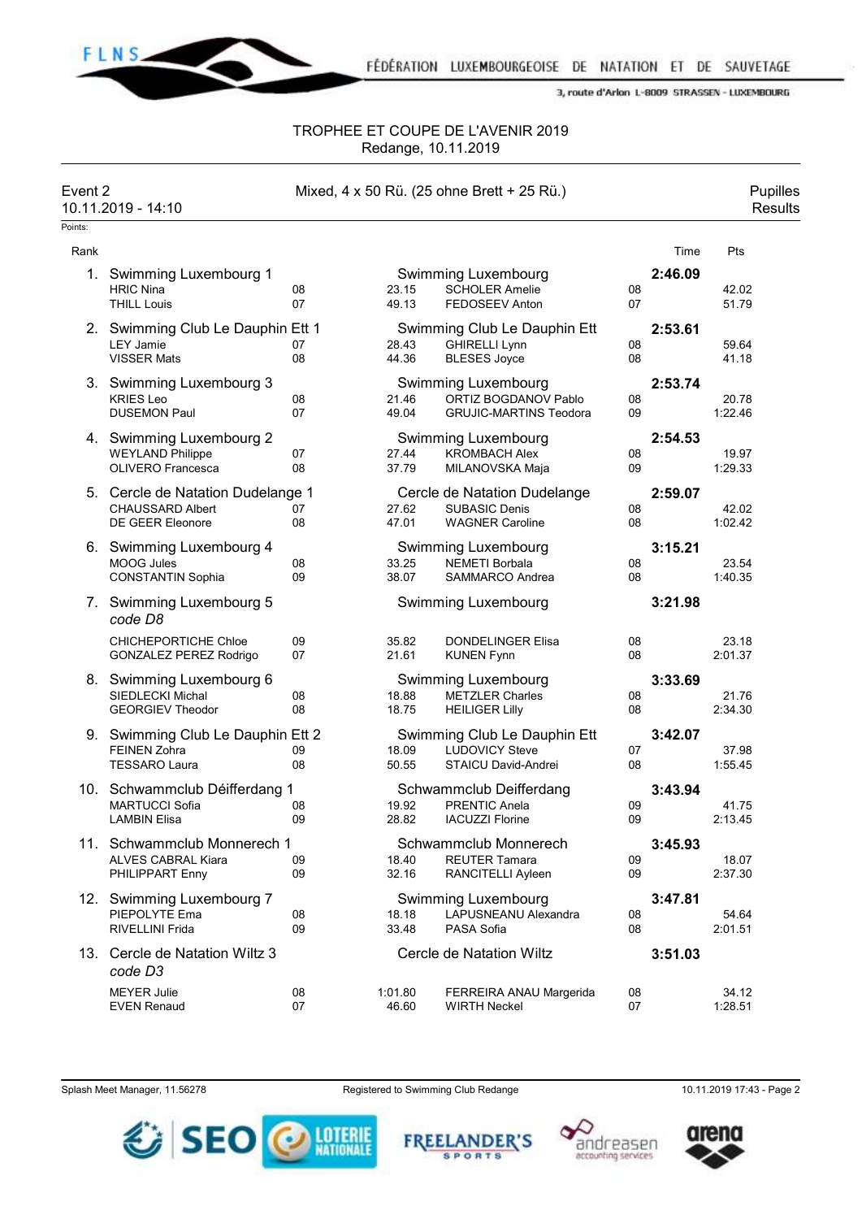# TROPHEE ET COUPE DE L'AVENIR 2019

Redange, 10.11.2019

**Event 2** — Mixed, 4 x 50 Rü. (25 ohne Brett + 25 Rü.) — Pupilles

10.11.2019 - 14:10 — Results

Points:

| Rank | Team / Swimmer | YoB | Split | Club / Swimmer | YoB | Time | Pts |
|---|---|---|---|---|---|---|---|
| 1. | Swimming Luxembourg 1 | | | Swimming Luxembourg | | **2:46.09** | |
| | HRIC Nina | 08 | 23.15 | SCHOLER Amelie | 08 | | 42.02 |
| | THILL Louis | 07 | 49.13 | FEDOSEEV Anton | 07 | | 51.79 |
| 2. | Swimming Club Le Dauphin Ett 1 | | | Swimming Club Le Dauphin Ett | | **2:53.61** | |
| | LEY Jamie | 07 | 28.43 | GHIRELLI Lynn | 08 | | 59.64 |
| | VISSER Mats | 08 | 44.36 | BLESES Joyce | 08 | | 41.18 |
| 3. | Swimming Luxembourg 3 | | | Swimming Luxembourg | | **2:53.74** | |
| | KRIES Leo | 08 | 21.46 | ORTIZ BOGDANOV Pablo | 08 | | 20.78 |
| | DUSEMON Paul | 07 | 49.04 | GRUJIC-MARTINS Teodora | 09 | | 1:22.46 |
| 4. | Swimming Luxembourg 2 | | | Swimming Luxembourg | | **2:54.53** | |
| | WEYLAND Philippe | 07 | 27.44 | KROMBACH Alex | 08 | | 19.97 |
| | OLIVERO Francesca | 08 | 37.79 | MILANOVSKA Maja | 09 | | 1:29.33 |
| 5. | Cercle de Natation Dudelange 1 | | | Cercle de Natation Dudelange | | **2:59.07** | |
| | CHAUSSARD Albert | 07 | 27.62 | SUBASIC Denis | 08 | | 42.02 |
| | DE GEER Eleonore | 08 | 47.01 | WAGNER Caroline | 08 | | 1:02.42 |
| 6. | Swimming Luxembourg 4 | | | Swimming Luxembourg | | **3:15.21** | |
| | MOOG Jules | 08 | 33.25 | NEMETI Borbala | 08 | | 23.54 |
| | CONSTANTIN Sophia | 09 | 38.07 | SAMMARCO Andrea | 08 | | 1:40.35 |
| 7. | Swimming Luxembourg 5 *code D8* | | | Swimming Luxembourg | | **3:21.98** | |
| | CHICHEPORTICHE Chloe | 09 | 35.82 | DONDELINGER Elisa | 08 | | 23.18 |
| | GONZALEZ PEREZ Rodrigo | 07 | 21.61 | KUNEN Fynn | 08 | | 2:01.37 |
| 8. | Swimming Luxembourg 6 | | | Swimming Luxembourg | | **3:33.69** | |
| | SIEDLECKI Michal | 08 | 18.88 | METZLER Charles | 08 | | 21.76 |
| | GEORGIEV Theodor | 08 | 18.75 | HEILIGER Lilly | 08 | | 2:34.30 |
| 9. | Swimming Club Le Dauphin Ett 2 | | | Swimming Club Le Dauphin Ett | | **3:42.07** | |
| | FEINEN Zohra | 09 | 18.09 | LUDOVICY Steve | 07 | | 37.98 |
| | TESSARO Laura | 08 | 50.55 | STAICU David-Andrei | 08 | | 1:55.45 |
| 10. | Schwammclub Déifferdang 1 | | | Schwammclub Deifferdang | | **3:43.94** | |
| | MARTUCCI Sofia | 08 | 19.92 | PRENTIC Anela | 09 | | 41.75 |
| | LAMBIN Elisa | 09 | 28.82 | IACUZZI Florine | 09 | | 2:13.45 |
| 11. | Schwammclub Monnerech 1 | | | Schwammclub Monnerech | | **3:45.93** | |
| | ALVES CABRAL Kiara | 09 | 18.40 | REUTER Tamara | 09 | | 18.07 |
| | PHILIPPART Enny | 09 | 32.16 | RANCITELLI Ayleen | 09 | | 2:37.30 |
| 12. | Swimming Luxembourg 7 | | | Swimming Luxembourg | | **3:47.81** | |
| | PIEPOLYTE Ema | 08 | 18.18 | LAPUSNEANU Alexandra | 08 | | 54.64 |
| | RIVELLINI Frida | 09 | 33.48 | PASA Sofia | 08 | | 2:01.51 |
| 13. | Cercle de Natation Wiltz 3 *code D3* | | | Cercle de Natation Wiltz | | **3:51.03** | |
| | MEYER Julie | 08 | 1:01.80 | FERREIRA ANAU Margerida | 08 | | 34.12 |
| | EVEN Renaud | 07 | 46.60 | WIRTH Neckel | 07 | | 1:28.51 |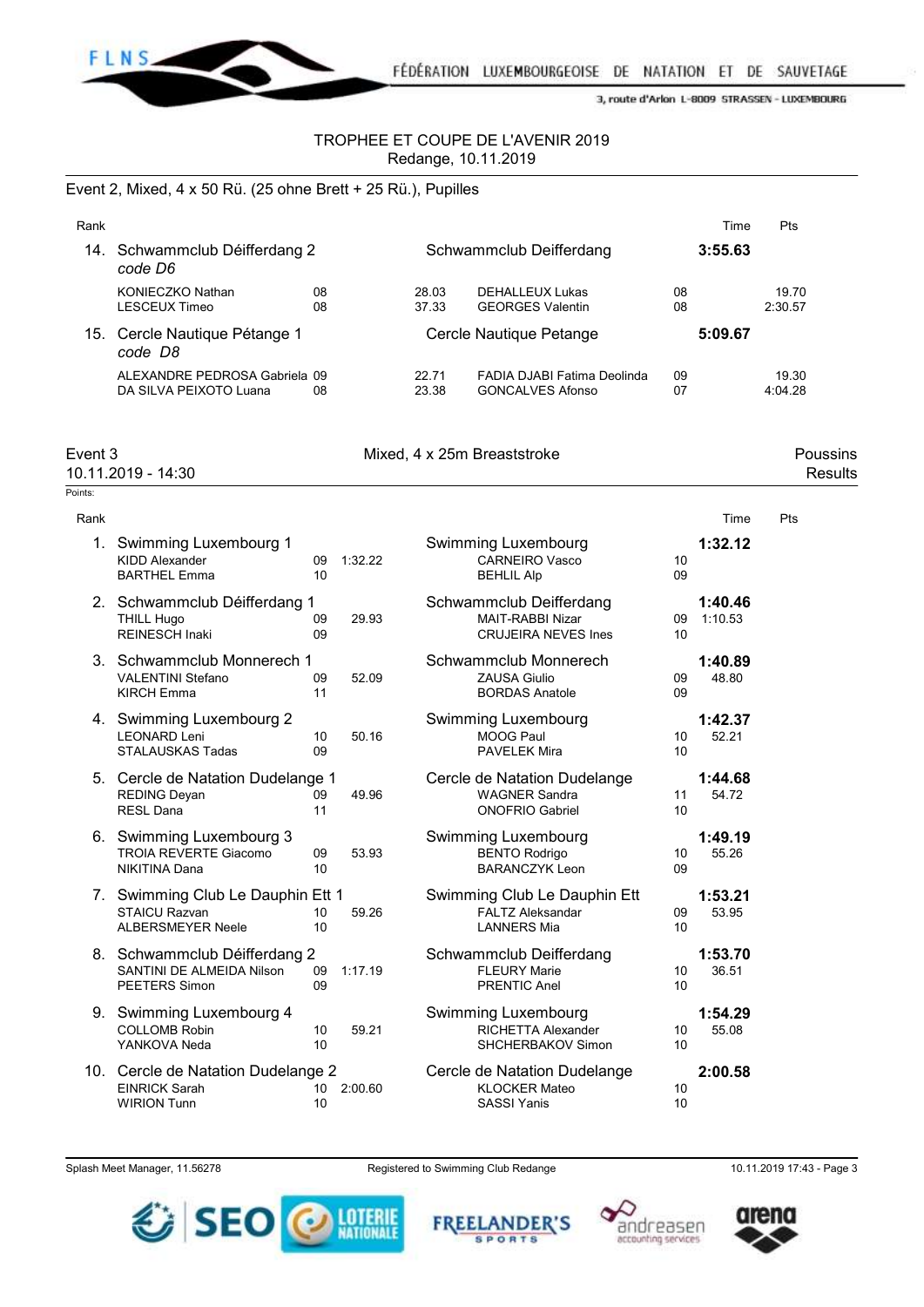TROPHEE ET COUPE DE L'AVENIR 2019
Redange, 10.11.2019

Event 2, Mixed, 4 x 50 Rü. (25 ohne Brett + 25 Rü.), Pupilles

| Rank | | | | | | | Time | Pts |
|---|---|---|---|---|---|---|---|---|
| 14. | Schwammclub Déifferdang 2 *code D6* | | | Schwammclub Deifferdang | | | **3:55.63** | |
| | KONIECZKO Nathan | 08 | 28.03 | DEHALLEUX Lukas | 08 | | 19.70 | |
| | LESCEUX Timeo | 08 | 37.33 | GEORGES Valentin | 08 | | 2:30.57 | |
| 15. | Cercle Nautique Pétange 1 *code D8* | | | Cercle Nautique Petange | | | **5:09.67** | |
| | ALEXANDRE PEDROSA Gabriela | 09 | 22.71 | FADIA DJABI Fatima Deolinda | 09 | | 19.30 | |
| | DA SILVA PEIXOTO Luana | 08 | 23.38 | GONCALVES Afonso | 07 | | 4:04.28 | |

Event 3 — Mixed, 4 x 25m Breaststroke — Poussins
10.11.2019 - 14:30 — Results

Points:

| Rank | | | | | | | Time | Pts |
|---|---|---|---|---|---|---|---|---|
| 1. | Swimming Luxembourg 1 | | | Swimming Luxembourg | | | **1:32.12** | |
| | KIDD Alexander | 09 | 1:32.22 | CARNEIRO Vasco | 10 | | | |
| | BARTHEL Emma | 10 | | BEHLIL Alp | 09 | | | |
| 2. | Schwammclub Déifferdang 1 | | | Schwammclub Deifferdang | | | **1:40.46** | |
| | THILL Hugo | 09 | 29.93 | MAIT-RABBI Nizar | 09 | 1:10.53 | | |
| | REINESCH Inaki | 09 | | CRUJEIRA NEVES Ines | 10 | | | |
| 3. | Schwammclub Monnerech 1 | | | Schwammclub Monnerech | | | **1:40.89** | |
| | VALENTINI Stefano | 09 | 52.09 | ZAUSA Giulio | 09 | 48.80 | | |
| | KIRCH Emma | 11 | | BORDAS Anatole | 09 | | | |
| 4. | Swimming Luxembourg 2 | | | Swimming Luxembourg | | | **1:42.37** | |
| | LEONARD Leni | 10 | 50.16 | MOOG Paul | 10 | 52.21 | | |
| | STALAUSKAS Tadas | 09 | | PAVELEK Mira | 10 | | | |
| 5. | Cercle de Natation Dudelange 1 | | | Cercle de Natation Dudelange | | | **1:44.68** | |
| | REDING Deyan | 09 | 49.96 | WAGNER Sandra | 11 | 54.72 | | |
| | RESL Dana | 11 | | ONOFRIO Gabriel | 10 | | | |
| 6. | Swimming Luxembourg 3 | | | Swimming Luxembourg | | | **1:49.19** | |
| | TROIA REVERTE Giacomo | 09 | 53.93 | BENTO Rodrigo | 10 | 55.26 | | |
| | NIKITINA Dana | 10 | | BARANCZYK Leon | 09 | | | |
| 7. | Swimming Club Le Dauphin Ett 1 | | | Swimming Club Le Dauphin Ett | | | **1:53.21** | |
| | STAICU Razvan | 10 | 59.26 | FALTZ Aleksandar | 09 | 53.95 | | |
| | ALBERSMEYER Neele | 10 | | LANNERS Mia | 10 | | | |
| 8. | Schwammclub Déifferdang 2 | | | Schwammclub Deifferdang | | | **1:53.70** | |
| | SANTINI DE ALMEIDA Nilson | 09 | 1:17.19 | FLEURY Marie | 10 | 36.51 | | |
| | PEETERS Simon | 09 | | PRENTIC Anel | 10 | | | |
| 9. | Swimming Luxembourg 4 | | | Swimming Luxembourg | | | **1:54.29** | |
| | COLLOMB Robin | 10 | 59.21 | RICHETTA Alexander | 10 | 55.08 | | |
| | YANKOVA Neda | 10 | | SHCHERBAKOV Simon | 10 | | | |
| 10. | Cercle de Natation Dudelange 2 | | | Cercle de Natation Dudelange | | | **2:00.58** | |
| | EINRICK Sarah | 10 | 2:00.60 | KLOCKER Mateo | 10 | | | |
| | WIRION Tunn | 10 | | SASSI Yanis | 10 | | | |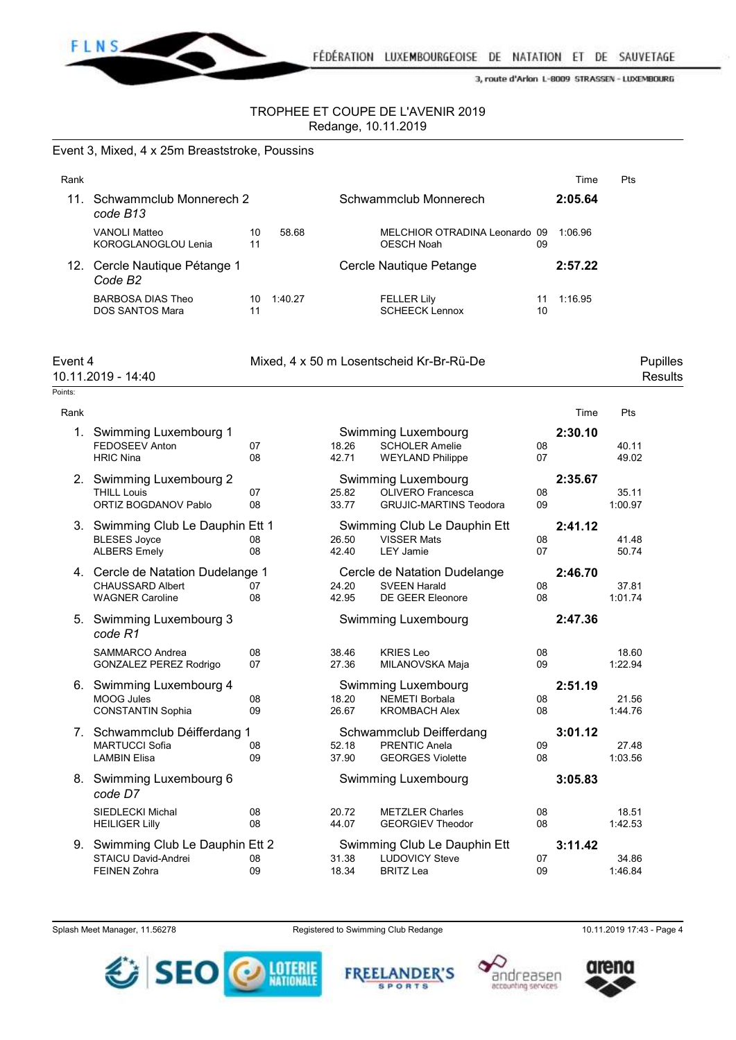TROPHEE ET COUPE DE L'AVENIR 2019
Redange, 10.11.2019

## Event 3, Mixed, 4 x 25m Breaststroke, Poussins

| Rank | | | | | | | Time | Pts |
|---|---|---|---|---|---|---|---|---|
| 11. | Schwammclub Monnerech 2 *code B13* | | | Schwammclub Monnerech | | | **2:05.64** | |
| | VANOLI Matteo | 10 | 58.68 | MELCHIOR OTRADINA Leonardo | 09 | 1:06.96 | | |
| | KOROGLANOGLOU Lenia | 11 | | OESCH Noah | 09 | | | |
| 12. | Cercle Nautique Pétange 1 *Code B2* | | | Cercle Nautique Petange | | | **2:57.22** | |
| | BARBOSA DIAS Theo | 10 | 1:40.27 | FELLER Lily | 11 | 1:16.95 | | |
| | DOS SANTOS Mara | 11 | | SCHEECK Lennox | 10 | | | |

## Event 4 — Mixed, 4 x 50 m Losentscheid Kr-Br-Rü-De — Pupilles

10.11.2019 - 14:40 — Results

Points:

| Rank | | | | | | | Time | Pts |
|---|---|---|---|---|---|---|---|---|
| 1. | Swimming Luxembourg 1 | | | Swimming Luxembourg | | | **2:30.10** | |
| | FEDOSEEV Anton | 07 | 18.26 | SCHOLER Amelie | 08 | | | 40.11 |
| | HRIC Nina | 08 | 42.71 | WEYLAND Philippe | 07 | | | 49.02 |
| 2. | Swimming Luxembourg 2 | | | Swimming Luxembourg | | | **2:35.67** | |
| | THILL Louis | 07 | 25.82 | OLIVERO Francesca | 08 | | | 35.11 |
| | ORTIZ BOGDANOV Pablo | 08 | 33.77 | GRUJIC-MARTINS Teodora | 09 | | | 1:00.97 |
| 3. | Swimming Club Le Dauphin Ett 1 | | | Swimming Club Le Dauphin Ett | | | **2:41.12** | |
| | BLESES Joyce | 08 | 26.50 | VISSER Mats | 08 | | | 41.48 |
| | ALBERS Emely | 08 | 42.40 | LEY Jamie | 07 | | | 50.74 |
| 4. | Cercle de Natation Dudelange 1 | | | Cercle de Natation Dudelange | | | **2:46.70** | |
| | CHAUSSARD Albert | 07 | 24.20 | SVEEN Harald | 08 | | | 37.81 |
| | WAGNER Caroline | 08 | 42.95 | DE GEER Eleonore | 08 | | | 1:01.74 |
| 5. | Swimming Luxembourg 3 *code R1* | | | Swimming Luxembourg | | | **2:47.36** | |
| | SAMMARCO Andrea | 08 | 38.46 | KRIES Leo | 08 | | | 18.60 |
| | GONZALEZ PEREZ Rodrigo | 07 | 27.36 | MILANOVSKA Maja | 09 | | | 1:22.94 |
| 6. | Swimming Luxembourg 4 | | | Swimming Luxembourg | | | **2:51.19** | |
| | MOOG Jules | 08 | 18.20 | NEMETI Borbala | 08 | | | 21.56 |
| | CONSTANTIN Sophia | 09 | 26.67 | KROMBACH Alex | 08 | | | 1:44.76 |
| 7. | Schwammclub Déifferdang 1 | | | Schwammclub Deifferdang | | | **3:01.12** | |
| | MARTUCCI Sofia | 08 | 52.18 | PRENTIC Anela | 09 | | | 27.48 |
| | LAMBIN Elisa | 09 | 37.90 | GEORGES Violette | 08 | | | 1:03.56 |
| 8. | Swimming Luxembourg 6 *code D7* | | | Swimming Luxembourg | | | **3:05.83** | |
| | SIEDLECKI Michal | 08 | 20.72 | METZLER Charles | 08 | | | 18.51 |
| | HEILIGER Lilly | 08 | 44.07 | GEORGIEV Theodor | 08 | | | 1:42.53 |
| 9. | Swimming Club Le Dauphin Ett 2 | | | Swimming Club Le Dauphin Ett | | | **3:11.42** | |
| | STAICU David-Andrei | 08 | 31.38 | LUDOVICY Steve | 07 | | | 34.86 |
| | FEINEN Zohra | 09 | 18.34 | BRITZ Lea | 09 | | | 1:46.84 |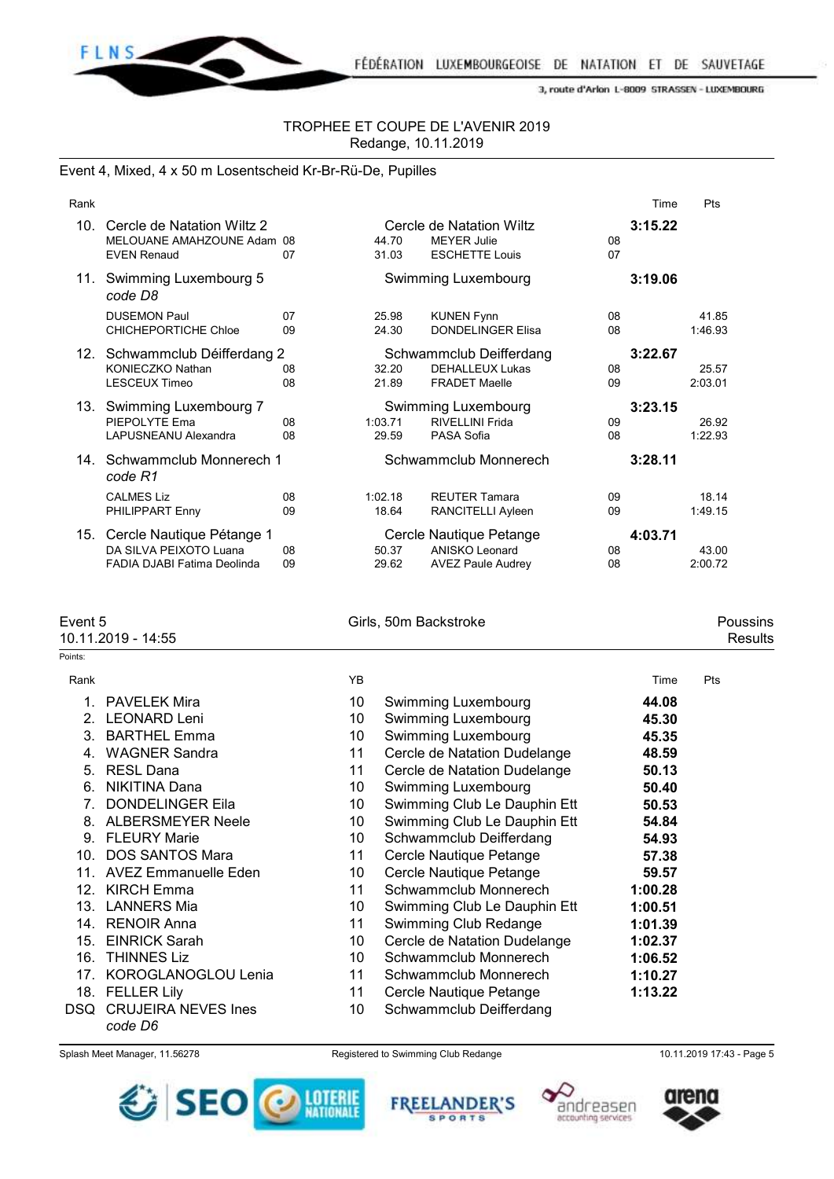TROPHEE ET COUPE DE L'AVENIR 2019
Redange, 10.11.2019

Event 4, Mixed, 4 x 50 m Losentscheid Kr-Br-Rü-De, Pupilles

| Rank | | | | | | Time | Pts |
|---|---|---|---|---|---|---|---|
| 10. | Cercle de Natation Wiltz 2 | | | Cercle de Natation Wiltz | | 3:15.22 | |
| | MELOUANE AMAHZOUNE Adam | 08 | 44.70 | MEYER Julie | 08 | | |
| | EVEN Renaud | 07 | 31.03 | ESCHETTE Louis | 07 | | |
| 11. | Swimming Luxembourg 5 *code D8* | | | Swimming Luxembourg | | 3:19.06 | |
| | DUSEMON Paul | 07 | 25.98 | KUNEN Fynn | 08 | | 41.85 |
| | CHICHEPORTICHE Chloe | 09 | 24.30 | DONDELINGER Elisa | 08 | | 1:46.93 |
| 12. | Schwammclub Déifferdang 2 | | | Schwammclub Deifferdang | | 3:22.67 | |
| | KONIECZKO Nathan | 08 | 32.20 | DEHALLEUX Lukas | 08 | | 25.57 |
| | LESCEUX Timeo | 08 | 21.89 | FRADET Maelle | 09 | | 2:03.01 |
| 13. | Swimming Luxembourg 7 | | | Swimming Luxembourg | | 3:23.15 | |
| | PIEPOLYTE Ema | 08 | 1:03.71 | RIVELLINI Frida | 09 | | 26.92 |
| | LAPUSNEANU Alexandra | 08 | 29.59 | PASA Sofia | 08 | | 1:22.93 |
| 14. | Schwammclub Monnerech 1 *code R1* | | | Schwammclub Monnerech | | 3:28.11 | |
| | CALMES Liz | 08 | 1:02.18 | REUTER Tamara | 09 | | 18.14 |
| | PHILIPPART Enny | 09 | 18.64 | RANCITELLI Ayleen | 09 | | 1:49.15 |
| 15. | Cercle Nautique Pétange 1 | | | Cercle Nautique Petange | | 4:03.71 | |
| | DA SILVA PEIXOTO Luana | 08 | 50.37 | ANISKO Leonard | 08 | | 43.00 |
| | FADIA DJABI Fatima Deolinda | 09 | 29.62 | AVEZ Paule Audrey | 08 | | 2:00.72 |

Event 5 — Girls, 50m Backstroke — Poussins
10.11.2019 - 14:55 — Results

Points:

| Rank | | YB | | Time | Pts |
|---|---|---|---|---|---|
| 1. | PAVELEK Mira | 10 | Swimming Luxembourg | 44.08 | |
| 2. | LEONARD Leni | 10 | Swimming Luxembourg | 45.30 | |
| 3. | BARTHEL Emma | 10 | Swimming Luxembourg | 45.35 | |
| 4. | WAGNER Sandra | 11 | Cercle de Natation Dudelange | 48.59 | |
| 5. | RESL Dana | 11 | Cercle de Natation Dudelange | 50.13 | |
| 6. | NIKITINA Dana | 10 | Swimming Luxembourg | 50.40 | |
| 7. | DONDELINGER Eila | 10 | Swimming Club Le Dauphin Ett | 50.53 | |
| 8. | ALBERSMEYER Neele | 10 | Swimming Club Le Dauphin Ett | 54.84 | |
| 9. | FLEURY Marie | 10 | Schwammclub Deifferdang | 54.93 | |
| 10. | DOS SANTOS Mara | 11 | Cercle Nautique Petange | 57.38 | |
| 11. | AVEZ Emmanuelle Eden | 10 | Cercle Nautique Petange | 59.57 | |
| 12. | KIRCH Emma | 11 | Schwammclub Monnerech | 1:00.28 | |
| 13. | LANNERS Mia | 10 | Swimming Club Le Dauphin Ett | 1:00.51 | |
| 14. | RENOIR Anna | 11 | Swimming Club Redange | 1:01.39 | |
| 15. | EINRICK Sarah | 10 | Cercle de Natation Dudelange | 1:02.37 | |
| 16. | THINNES Liz | 10 | Schwammclub Monnerech | 1:06.52 | |
| 17. | KOROGLANOGLOU Lenia | 11 | Schwammclub Monnerech | 1:10.27 | |
| 18. | FELLER Lily | 11 | Cercle Nautique Petange | 1:13.22 | |
| DSQ | CRUJEIRA NEVES Ines *code D6* | 10 | Schwammclub Deifferdang | | |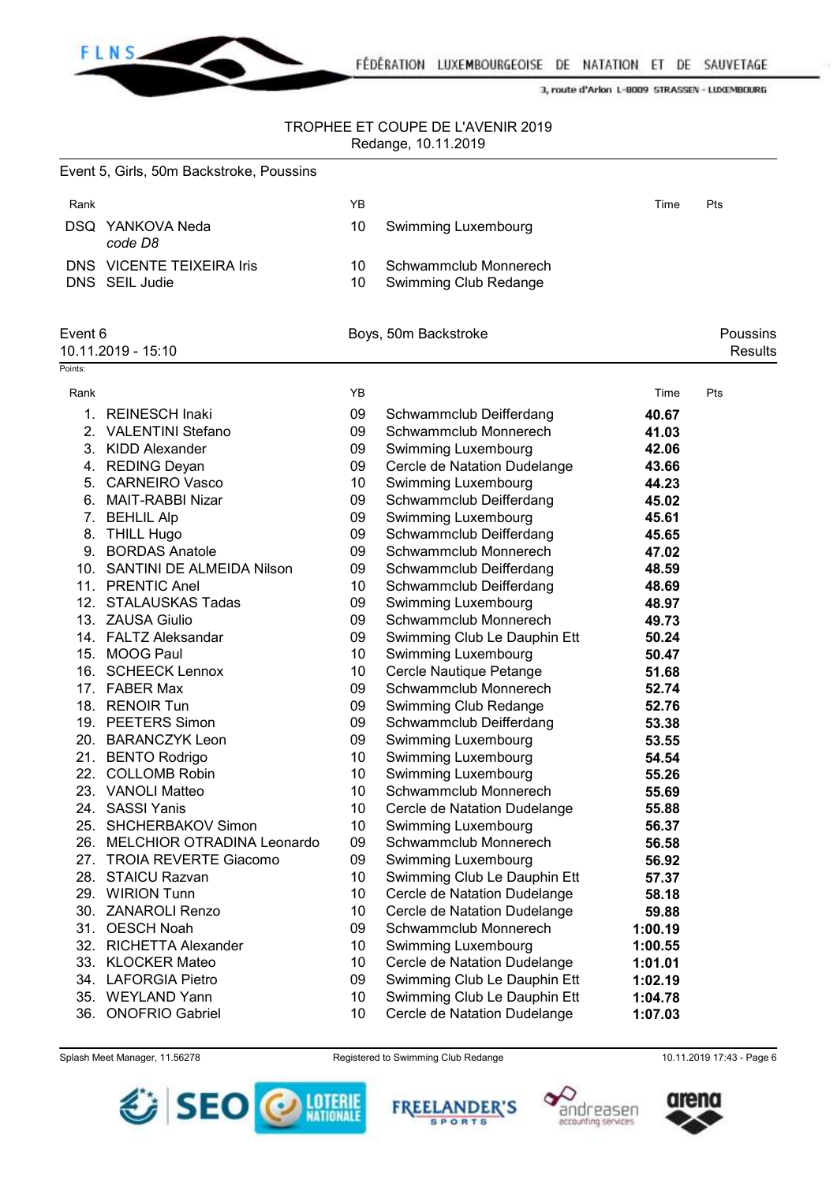TROPHEE ET COUPE DE L'AVENIR 2019
Redange, 10.11.2019

Event 5, Girls, 50m Backstroke, Poussins

| Rank | | YB | | Time | Pts |
|---|---|---|---|---|---|
| DSQ | YANKOVA Neda<br>*code D8* | 10 | Swimming Luxembourg | | |
| DNS | VICENTE TEIXEIRA Iris | 10 | Schwammclub Monnerech | | |
| DNS | SEIL Judie | 10 | Swimming Club Redange | | |

## Event 6 — Boys, 50m Backstroke — Poussins

10.11.2019 - 15:10 — Results

Points:

| Rank | | YB | | Time | Pts |
|---|---|---|---|---|---|
| 1. | REINESCH Inaki | 09 | Schwammclub Deifferdang | **40.67** | |
| 2. | VALENTINI Stefano | 09 | Schwammclub Monnerech | **41.03** | |
| 3. | KIDD Alexander | 09 | Swimming Luxembourg | **42.06** | |
| 4. | REDING Deyan | 09 | Cercle de Natation Dudelange | **43.66** | |
| 5. | CARNEIRO Vasco | 10 | Swimming Luxembourg | **44.23** | |
| 6. | MAIT-RABBI Nizar | 09 | Schwammclub Deifferdang | **45.02** | |
| 7. | BEHLIL Alp | 09 | Swimming Luxembourg | **45.61** | |
| 8. | THILL Hugo | 09 | Schwammclub Deifferdang | **45.65** | |
| 9. | BORDAS Anatole | 09 | Schwammclub Monnerech | **47.02** | |
| 10. | SANTINI DE ALMEIDA Nilson | 09 | Schwammclub Deifferdang | **48.59** | |
| 11. | PRENTIC Anel | 10 | Schwammclub Deifferdang | **48.69** | |
| 12. | STALAUSKAS Tadas | 09 | Swimming Luxembourg | **48.97** | |
| 13. | ZAUSA Giulio | 09 | Schwammclub Monnerech | **49.73** | |
| 14. | FALTZ Aleksandar | 09 | Swimming Club Le Dauphin Ett | **50.24** | |
| 15. | MOOG Paul | 10 | Swimming Luxembourg | **50.47** | |
| 16. | SCHEECK Lennox | 10 | Cercle Nautique Petange | **51.68** | |
| 17. | FABER Max | 09 | Schwammclub Monnerech | **52.74** | |
| 18. | RENOIR Tun | 09 | Swimming Club Redange | **52.76** | |
| 19. | PEETERS Simon | 09 | Schwammclub Deifferdang | **53.38** | |
| 20. | BARANCZYK Leon | 09 | Swimming Luxembourg | **53.55** | |
| 21. | BENTO Rodrigo | 10 | Swimming Luxembourg | **54.54** | |
| 22. | COLLOMB Robin | 10 | Swimming Luxembourg | **55.26** | |
| 23. | VANOLI Matteo | 10 | Schwammclub Monnerech | **55.69** | |
| 24. | SASSI Yanis | 10 | Cercle de Natation Dudelange | **55.88** | |
| 25. | SHCHERBAKOV Simon | 10 | Swimming Luxembourg | **56.37** | |
| 26. | MELCHIOR OTRADINA Leonardo | 09 | Schwammclub Monnerech | **56.58** | |
| 27. | TROIA REVERTE Giacomo | 09 | Swimming Luxembourg | **56.92** | |
| 28. | STAICU Razvan | 10 | Swimming Club Le Dauphin Ett | **57.37** | |
| 29. | WIRION Tunn | 10 | Cercle de Natation Dudelange | **58.18** | |
| 30. | ZANAROLI Renzo | 10 | Cercle de Natation Dudelange | **59.88** | |
| 31. | OESCH Noah | 09 | Schwammclub Monnerech | **1:00.19** | |
| 32. | RICHETTA Alexander | 10 | Swimming Luxembourg | **1:00.55** | |
| 33. | KLOCKER Mateo | 10 | Cercle de Natation Dudelange | **1:01.01** | |
| 34. | LAFORGIA Pietro | 09 | Swimming Club Le Dauphin Ett | **1:02.19** | |
| 35. | WEYLAND Yann | 10 | Swimming Club Le Dauphin Ett | **1:04.78** | |
| 36. | ONOFRIO Gabriel | 10 | Cercle de Natation Dudelange | **1:07.03** | |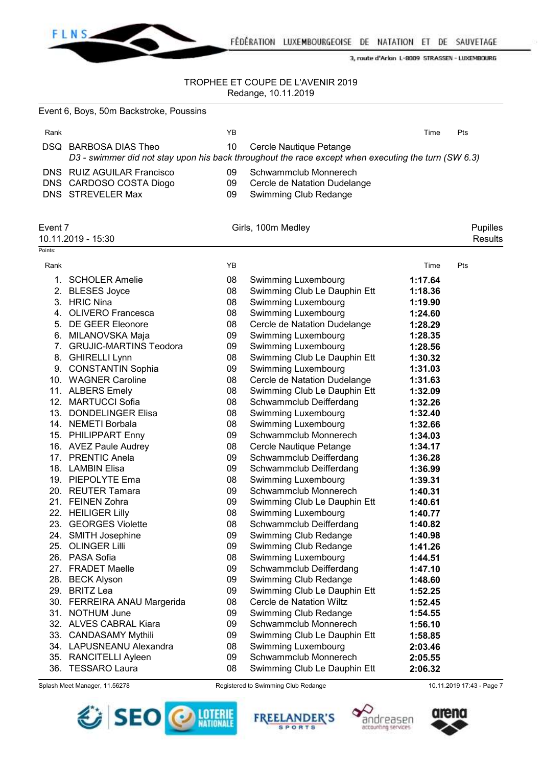TROPHEE ET COUPE DE L'AVENIR 2019
Redange, 10.11.2019

## Event 6, Boys, 50m Backstroke, Poussins

| Rank | | YB | | Time | Pts |
|---|---|---|---|---|---|
| DSQ | BARBOSA DIAS Theo | 10 | Cercle Nautique Petange | | |
| | *D3 - swimmer did not stay upon his back throughout the race except when executing the turn (SW 6.3)* | | | | |
| DNS | RUIZ AGUILAR Francisco | 09 | Schwammclub Monnerech | | |
| DNS | CARDOSO COSTA Diogo | 09 | Cercle de Natation Dudelange | | |
| DNS | STREVELER Max | 09 | Swimming Club Redange | | |

## Event 7 — Girls, 100m Medley — Pupilles

10.11.2019 - 15:30 — Results

Points:

| Rank | | YB | | Time | Pts |
|---|---|---|---|---|---|
| 1. | SCHOLER Amelie | 08 | Swimming Luxembourg | **1:17.64** | |
| 2. | BLESES Joyce | 08 | Swimming Club Le Dauphin Ett | **1:18.36** | |
| 3. | HRIC Nina | 08 | Swimming Luxembourg | **1:19.90** | |
| 4. | OLIVERO Francesca | 08 | Swimming Luxembourg | **1:24.60** | |
| 5. | DE GEER Eleonore | 08 | Cercle de Natation Dudelange | **1:28.29** | |
| 6. | MILANOVSKA Maja | 09 | Swimming Luxembourg | **1:28.35** | |
| 7. | GRUJIC-MARTINS Teodora | 09 | Swimming Luxembourg | **1:28.56** | |
| 8. | GHIRELLI Lynn | 08 | Swimming Club Le Dauphin Ett | **1:30.32** | |
| 9. | CONSTANTIN Sophia | 09 | Swimming Luxembourg | **1:31.03** | |
| 10. | WAGNER Caroline | 08 | Cercle de Natation Dudelange | **1:31.63** | |
| 11. | ALBERS Emely | 08 | Swimming Club Le Dauphin Ett | **1:32.09** | |
| 12. | MARTUCCI Sofia | 08 | Schwammclub Deifferdang | **1:32.26** | |
| 13. | DONDELINGER Elisa | 08 | Swimming Luxembourg | **1:32.40** | |
| 14. | NEMETI Borbala | 08 | Swimming Luxembourg | **1:32.66** | |
| 15. | PHILIPPART Enny | 09 | Schwammclub Monnerech | **1:34.03** | |
| 16. | AVEZ Paule Audrey | 08 | Cercle Nautique Petange | **1:34.17** | |
| 17. | PRENTIC Anela | 09 | Schwammclub Deifferdang | **1:36.28** | |
| 18. | LAMBIN Elisa | 09 | Schwammclub Deifferdang | **1:36.99** | |
| 19. | PIEPOLYTE Ema | 08 | Swimming Luxembourg | **1:39.31** | |
| 20. | REUTER Tamara | 09 | Schwammclub Monnerech | **1:40.31** | |
| 21. | FEINEN Zohra | 09 | Swimming Club Le Dauphin Ett | **1:40.61** | |
| 22. | HEILIGER Lilly | 08 | Swimming Luxembourg | **1:40.77** | |
| 23. | GEORGES Violette | 08 | Schwammclub Deifferdang | **1:40.82** | |
| 24. | SMITH Josephine | 09 | Swimming Club Redange | **1:40.98** | |
| 25. | OLINGER Lilli | 09 | Swimming Club Redange | **1:41.26** | |
| 26. | PASA Sofia | 08 | Swimming Luxembourg | **1:44.51** | |
| 27. | FRADET Maelle | 09 | Schwammclub Deifferdang | **1:47.10** | |
| 28. | BECK Alyson | 09 | Swimming Club Redange | **1:48.60** | |
| 29. | BRITZ Lea | 09 | Swimming Club Le Dauphin Ett | **1:52.25** | |
| 30. | FERREIRA ANAU Margerida | 08 | Cercle de Natation Wiltz | **1:52.45** | |
| 31. | NOTHUM June | 09 | Swimming Club Redange | **1:54.55** | |
| 32. | ALVES CABRAL Kiara | 09 | Schwammclub Monnerech | **1:56.10** | |
| 33. | CANDASAMY Mythili | 09 | Swimming Club Le Dauphin Ett | **1:58.85** | |
| 34. | LAPUSNEANU Alexandra | 08 | Swimming Luxembourg | **2:03.46** | |
| 35. | RANCITELLI Ayleen | 09 | Schwammclub Monnerech | **2:05.55** | |
| 36. | TESSARO Laura | 08 | Swimming Club Le Dauphin Ett | **2:06.32** | |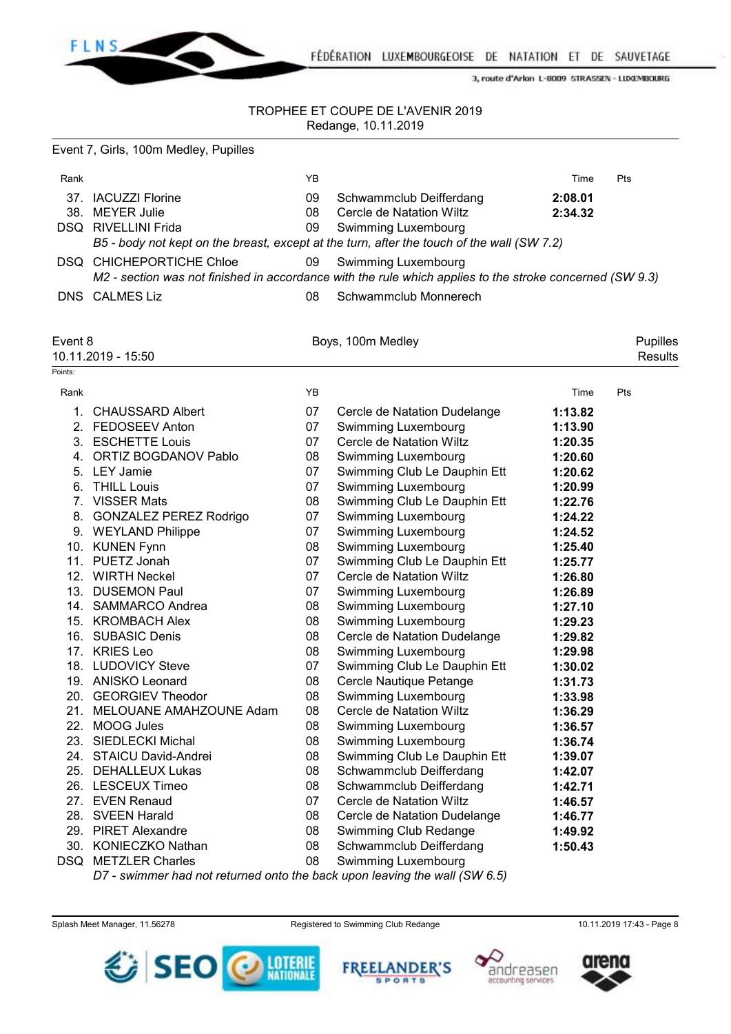TROPHEE ET COUPE DE L'AVENIR 2019
Redange, 10.11.2019

Event 7, Girls, 100m Medley, Pupilles

| Rank | | YB | | Time | Pts |
|---|---|---|---|---|---|
| 37. | IACUZZI Florine | 09 | Schwammclub Deifferdang | **2:08.01** | |
| 38. | MEYER Julie | 08 | Cercle de Natation Wiltz | **2:34.32** | |
| DSQ | RIVELLINI Frida | 09 | Swimming Luxembourg | | |
| | *B5 - body not kept on the breast, except at the turn, after the touch of the wall (SW 7.2)* | | | | |
| DSQ | CHICHEPORTICHE Chloe | 09 | Swimming Luxembourg | | |
| | *M2 - section was not finished in accordance with the rule which applies to the stroke concerned (SW 9.3)* | | | | |
| DNS | CALMES Liz | 08 | Schwammclub Monnerech | | |

Event 8 — Boys, 100m Medley — Pupilles

10.11.2019 - 15:50 — Results

Points:

| Rank | | YB | | Time | Pts |
|---|---|---|---|---|---|
| 1. | CHAUSSARD Albert | 07 | Cercle de Natation Dudelange | **1:13.82** | |
| 2. | FEDOSEEV Anton | 07 | Swimming Luxembourg | **1:13.90** | |
| 3. | ESCHETTE Louis | 07 | Cercle de Natation Wiltz | **1:20.35** | |
| 4. | ORTIZ BOGDANOV Pablo | 08 | Swimming Luxembourg | **1:20.60** | |
| 5. | LEY Jamie | 07 | Swimming Club Le Dauphin Ett | **1:20.62** | |
| 6. | THILL Louis | 07 | Swimming Luxembourg | **1:20.99** | |
| 7. | VISSER Mats | 08 | Swimming Club Le Dauphin Ett | **1:22.76** | |
| 8. | GONZALEZ PEREZ Rodrigo | 07 | Swimming Luxembourg | **1:24.22** | |
| 9. | WEYLAND Philippe | 07 | Swimming Luxembourg | **1:24.52** | |
| 10. | KUNEN Fynn | 08 | Swimming Luxembourg | **1:25.40** | |
| 11. | PUETZ Jonah | 07 | Swimming Club Le Dauphin Ett | **1:25.77** | |
| 12. | WIRTH Neckel | 07 | Cercle de Natation Wiltz | **1:26.80** | |
| 13. | DUSEMON Paul | 07 | Swimming Luxembourg | **1:26.89** | |
| 14. | SAMMARCO Andrea | 08 | Swimming Luxembourg | **1:27.10** | |
| 15. | KROMBACH Alex | 08 | Swimming Luxembourg | **1:29.23** | |
| 16. | SUBASIC Denis | 08 | Cercle de Natation Dudelange | **1:29.82** | |
| 17. | KRIES Leo | 08 | Swimming Luxembourg | **1:29.98** | |
| 18. | LUDOVICY Steve | 07 | Swimming Club Le Dauphin Ett | **1:30.02** | |
| 19. | ANISKO Leonard | 08 | Cercle Nautique Petange | **1:31.73** | |
| 20. | GEORGIEV Theodor | 08 | Swimming Luxembourg | **1:33.98** | |
| 21. | MELOUANE AMAHZOUNE Adam | 08 | Cercle de Natation Wiltz | **1:36.29** | |
| 22. | MOOG Jules | 08 | Swimming Luxembourg | **1:36.57** | |
| 23. | SIEDLECKI Michal | 08 | Swimming Luxembourg | **1:36.74** | |
| 24. | STAICU David-Andrei | 08 | Swimming Club Le Dauphin Ett | **1:39.07** | |
| 25. | DEHALLEUX Lukas | 08 | Schwammclub Deifferdang | **1:42.07** | |
| 26. | LESCEUX Timeo | 08 | Schwammclub Deifferdang | **1:42.71** | |
| 27. | EVEN Renaud | 07 | Cercle de Natation Wiltz | **1:46.57** | |
| 28. | SVEEN Harald | 08 | Cercle de Natation Dudelange | **1:46.77** | |
| 29. | PIRET Alexandre | 08 | Swimming Club Redange | **1:49.92** | |
| 30. | KONIECZKO Nathan | 08 | Schwammclub Deifferdang | **1:50.43** | |
| DSQ | METZLER Charles | 08 | Swimming Luxembourg | | |
| | *D7 - swimmer had not returned onto the back upon leaving the wall (SW 6.5)* | | | | |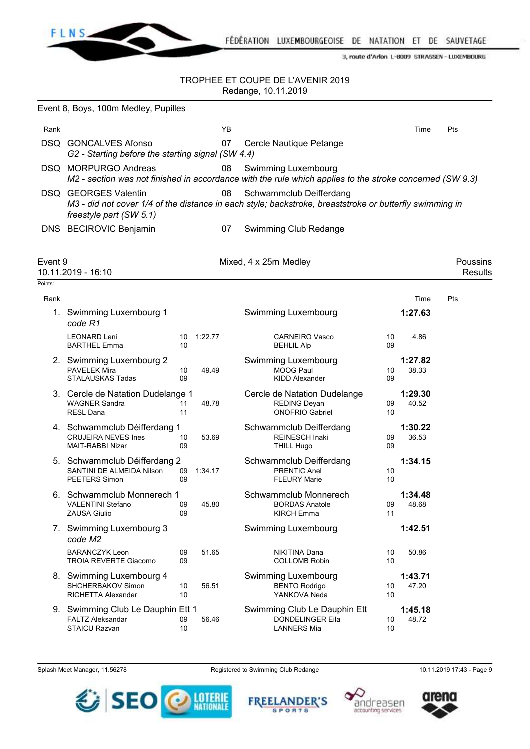TROPHEE ET COUPE DE L'AVENIR 2019
Redange, 10.11.2019

## Event 8, Boys, 100m Medley, Pupilles

| Rank | | YB | | Time | Pts |
|---|---|---|---|---|---|
| DSQ | GONCALVES Afonso | 07 | Cercle Nautique Petange | | |
| | *G2 - Starting before the starting signal (SW 4.4)* | | | | |
| DSQ | MORPURGO Andreas | 08 | Swimming Luxembourg | | |
| | *M2 - section was not finished in accordance with the rule which applies to the stroke concerned (SW 9.3)* | | | | |
| DSQ | GEORGES Valentin | 08 | Schwammclub Deifferdang | | |
| | *M3 - did not cover 1/4 of the distance in each style; backstroke, breaststroke or butterfly swimming in freestyle part (SW 5.1)* | | | | |
| DNS | BECIROVIC Benjamin | 07 | Swimming Club Redange | | |

## Event 9 — Mixed, 4 x 25m Medley — Poussins

10.11.2019 - 16:10 — Results

Points:

| Rank | Team / Swimmers | YB | Split | Club / Swimmers | YB | Time / Split | Pts |
|---|---|---|---|---|---|---|---|
| 1. | Swimming Luxembourg 1 | | | Swimming Luxembourg | | **1:27.63** | |
| | *code R1* | | | | | | |
| | LEONARD Leni | 10 | 1:22.77 | CARNEIRO Vasco | 10 | 4.86 | |
| | BARTHEL Emma | 10 | | BEHLIL Alp | 09 | | |
| 2. | Swimming Luxembourg 2 | | | Swimming Luxembourg | | **1:27.82** | |
| | PAVELEK Mira | 10 | 49.49 | MOOG Paul | 10 | 38.33 | |
| | STALAUSKAS Tadas | 09 | | KIDD Alexander | 09 | | |
| 3. | Cercle de Natation Dudelange 1 | | | Cercle de Natation Dudelange | | **1:29.30** | |
| | WAGNER Sandra | 11 | 48.78 | REDING Deyan | 09 | 40.52 | |
| | RESL Dana | 11 | | ONOFRIO Gabriel | 10 | | |
| 4. | Schwammclub Déifferdang 1 | | | Schwammclub Deifferdang | | **1:30.22** | |
| | CRUJEIRA NEVES Ines | 10 | 53.69 | REINESCH Inaki | 09 | 36.53 | |
| | MAIT-RABBI Nizar | 09 | | THILL Hugo | 09 | | |
| 5. | Schwammclub Déifferdang 2 | | | Schwammclub Deifferdang | | **1:34.15** | |
| | SANTINI DE ALMEIDA Nilson | 09 | 1:34.17 | PRENTIC Anel | 10 | | |
| | PEETERS Simon | 09 | | FLEURY Marie | 10 | | |
| 6. | Schwammclub Monnerech 1 | | | Schwammclub Monnerech | | **1:34.48** | |
| | VALENTINI Stefano | 09 | 45.80 | BORDAS Anatole | 09 | 48.68 | |
| | ZAUSA Giulio | 09 | | KIRCH Emma | 11 | | |
| 7. | Swimming Luxembourg 3 | | | Swimming Luxembourg | | **1:42.51** | |
| | *code M2* | | | | | | |
| | BARANCZYK Leon | 09 | 51.65 | NIKITINA Dana | 10 | 50.86 | |
| | TROIA REVERTE Giacomo | 09 | | COLLOMB Robin | 10 | | |
| 8. | Swimming Luxembourg 4 | | | Swimming Luxembourg | | **1:43.71** | |
| | SHCHERBAKOV Simon | 10 | 56.51 | BENTO Rodrigo | 10 | 47.20 | |
| | RICHETTA Alexander | 10 | | YANKOVA Neda | 10 | | |
| 9. | Swimming Club Le Dauphin Ett 1 | | | Swimming Club Le Dauphin Ett | | **1:45.18** | |
| | FALTZ Aleksandar | 09 | 56.46 | DONDELINGER Eila | 10 | 48.72 | |
| | STAICU Razvan | 10 | | LANNERS Mia | 10 | | |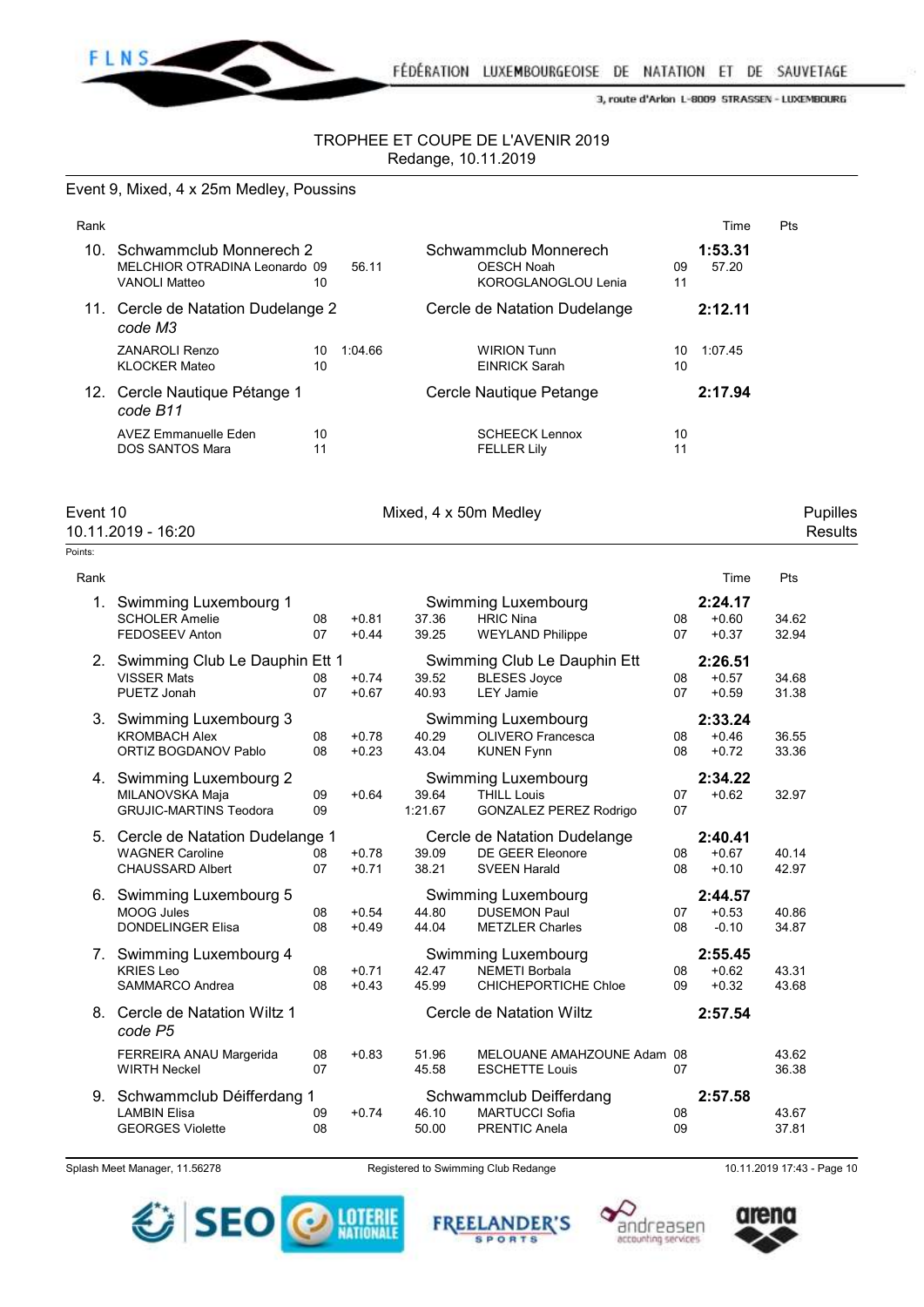FÉDÉRATION LUXEMBOURGEOISE DE NATATION ET DE SAUVETAGE

3, route d'Arlon L-8009 STRASSEN - LUXEMBOURG

TROPHEE ET COUPE DE L'AVENIR 2019
Redange, 10.11.2019

## Event 9, Mixed, 4 x 25m Medley, Poussins

| Rank | Team | YOB | Reaction | Split | Club / Swimmer | YOB | Split | Time | Pts |
|---|---|---|---|---|---|---|---|---|---|
| 10. | Schwammclub Monnerech 2 | | | | Schwammclub Monnerech | | | 1:53.31 | |
| | MELCHIOR OTRADINA Leonardo | 09 | | 56.11 | OESCH Noah | 09 | 57.20 | | |
| | VANOLI Matteo | 10 | | | KOROGLANOGLOU Lenia | 11 | | | |
| 11. | Cercle de Natation Dudelange 2 *code M3* | | | | Cercle de Natation Dudelange | | | 2:12.11 | |
| | ZANAROLI Renzo | 10 | | 1:04.66 | WIRION Tunn | 10 | 1:07.45 | | |
| | KLOCKER Mateo | 10 | | | EINRICK Sarah | 10 | | | |
| 12. | Cercle Nautique Pétange 1 *code B11* | | | | Cercle Nautique Petange | | | 2:17.94 | |
| | AVEZ Emmanuelle Eden | 10 | | | SCHEECK Lennox | 10 | | | |
| | DOS SANTOS Mara | 11 | | | FELLER Lily | 11 | | | |

## Event 10 — Mixed, 4 x 50m Medley — Pupilles

10.11.2019 - 16:20 — Results

Points:

| Rank | Team | YOB | Reaction | Split | Club / Swimmer | YOB | Reaction | Time | Pts |
|---|---|---|---|---|---|---|---|---|---|
| 1. | Swimming Luxembourg 1 | | | | Swimming Luxembourg | | | 2:24.17 | |
| | SCHOLER Amelie | 08 | +0.81 | 37.36 | HRIC Nina | 08 | +0.60 | | 34.62 |
| | FEDOSEEV Anton | 07 | +0.44 | 39.25 | WEYLAND Philippe | 07 | +0.37 | | 32.94 |
| 2. | Swimming Club Le Dauphin Ett 1 | | | | Swimming Club Le Dauphin Ett | | | 2:26.51 | |
| | VISSER Mats | 08 | +0.74 | 39.52 | BLESES Joyce | 08 | +0.57 | | 34.68 |
| | PUETZ Jonah | 07 | +0.67 | 40.93 | LEY Jamie | 07 | +0.59 | | 31.38 |
| 3. | Swimming Luxembourg 3 | | | | Swimming Luxembourg | | | 2:33.24 | |
| | KROMBACH Alex | 08 | +0.78 | 40.29 | OLIVERO Francesca | 08 | +0.46 | | 36.55 |
| | ORTIZ BOGDANOV Pablo | 08 | +0.23 | 43.04 | KUNEN Fynn | 08 | +0.72 | | 33.36 |
| 4. | Swimming Luxembourg 2 | | | | Swimming Luxembourg | | | 2:34.22 | |
| | MILANOVSKA Maja | 09 | +0.64 | 39.64 | THILL Louis | 07 | +0.62 | | 32.97 |
| | GRUJIC-MARTINS Teodora | 09 | | 1:21.67 | GONZALEZ PEREZ Rodrigo | 07 | | | |
| 5. | Cercle de Natation Dudelange 1 | | | | Cercle de Natation Dudelange | | | 2:40.41 | |
| | WAGNER Caroline | 08 | +0.78 | 39.09 | DE GEER Eleonore | 08 | +0.67 | | 40.14 |
| | CHAUSSARD Albert | 07 | +0.71 | 38.21 | SVEEN Harald | 08 | +0.10 | | 42.97 |
| 6. | Swimming Luxembourg 5 | | | | Swimming Luxembourg | | | 2:44.57 | |
| | MOOG Jules | 08 | +0.54 | 44.80 | DUSEMON Paul | 07 | +0.53 | | 40.86 |
| | DONDELINGER Elisa | 08 | +0.49 | 44.04 | METZLER Charles | 08 | -0.10 | | 34.87 |
| 7. | Swimming Luxembourg 4 | | | | Swimming Luxembourg | | | 2:55.45 | |
| | KRIES Leo | 08 | +0.71 | 42.47 | NEMETI Borbala | 08 | +0.62 | | 43.31 |
| | SAMMARCO Andrea | 08 | +0.43 | 45.99 | CHICHEPORTICHE Chloe | 09 | +0.32 | | 43.68 |
| 8. | Cercle de Natation Wiltz 1 *code P5* | | | | Cercle de Natation Wiltz | | | 2:57.54 | |
| | FERREIRA ANAU Margerida | 08 | +0.83 | 51.96 | MELOUANE AMAHZOUNE Adam | 08 | | | 43.62 |
| | WIRTH Neckel | 07 | | 45.58 | ESCHETTE Louis | 07 | | | 36.38 |
| 9. | Schwammclub Déifferdang 1 | | | | Schwammclub Deifferdang | | | 2:57.58 | |
| | LAMBIN Elisa | 09 | +0.74 | 46.10 | MARTUCCI Sofia | 08 | | | 43.67 |
| | GEORGES Violette | 08 | | 50.00 | PRENTIC Anela | 09 | | | 37.81 |

Splash Meet Manager, 11.56278 — Registered to Swimming Club Redange — 10.11.2019 17:43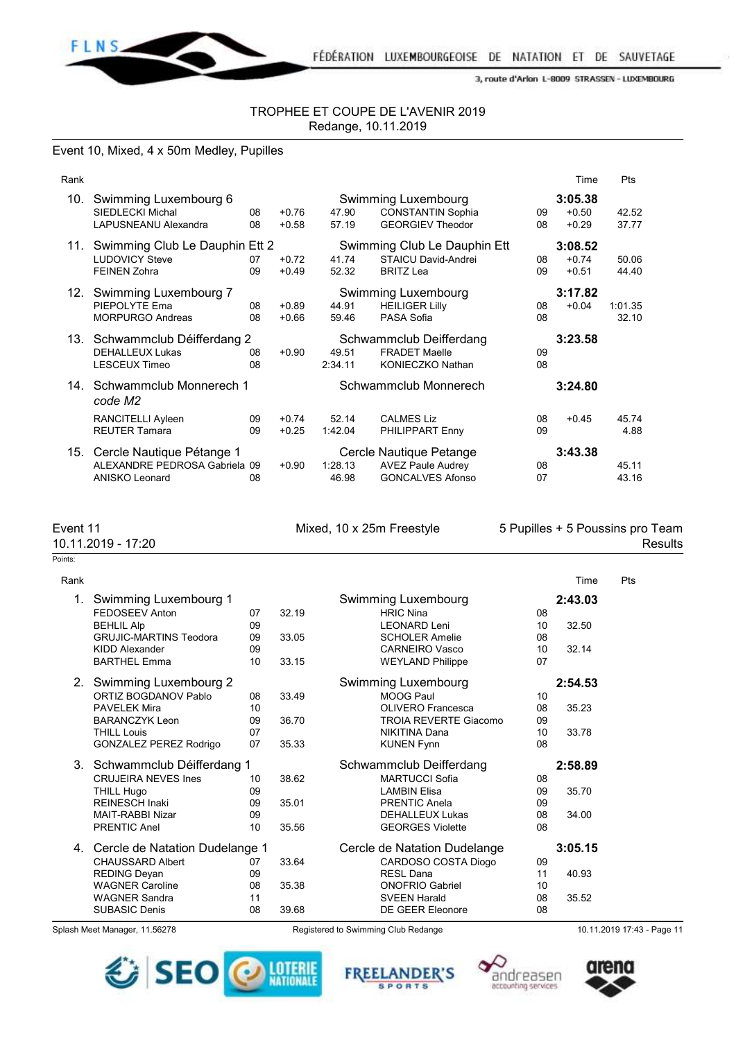TROPHEE ET COUPE DE L'AVENIR 2019
Redange, 10.11.2019

## Event 10, Mixed, 4 x 50m Medley, Pupilles

| Rank | | | | | | | | | Time | Pts |
|---|---|---|---|---|---|---|---|---|---|---|
| 10. | Swimming Luxembourg 6 | | | | Swimming Luxembourg | | | | **3:05.38** | |
| | SIEDLECKI Michal | 08 | +0.76 | 47.90 | CONSTANTIN Sophia | 09 | +0.50 | | | 42.52 |
| | LAPUSNEANU Alexandra | 08 | +0.58 | 57.19 | GEORGIEV Theodor | 08 | +0.29 | | | 37.77 |
| 11. | Swimming Club Le Dauphin Ett 2 | | | | Swimming Club Le Dauphin Ett | | | | **3:08.52** | |
| | LUDOVICY Steve | 07 | +0.72 | 41.74 | STAICU David-Andrei | 08 | +0.74 | | | 50.06 |
| | FEINEN Zohra | 09 | +0.49 | 52.32 | BRITZ Lea | 09 | +0.51 | | | 44.40 |
| 12. | Swimming Luxembourg 7 | | | | Swimming Luxembourg | | | | **3:17.82** | |
| | PIEPOLYTE Ema | 08 | +0.89 | 44.91 | HEILIGER Lilly | 08 | +0.04 | | | 1:01.35 |
| | MORPURGO Andreas | 08 | +0.66 | 59.46 | PASA Sofia | 08 | | | | 32.10 |
| 13. | Schwammclub Déifferdang 2 | | | | Schwammclub Deifferdang | | | | **3:23.58** | |
| | DEHALLEUX Lukas | 08 | +0.90 | 49.51 | FRADET Maelle | 09 | | | | |
| | LESCEUX Timeo | 08 | | 2:34.11 | KONIECZKO Nathan | 08 | | | | |
| 14. | Schwammclub Monnerech 1 | | | | Schwammclub Monnerech | | | | **3:24.80** | |
| | *code M2* | | | | | | | | | |
| | RANCITELLI Ayleen | 09 | +0.74 | 52.14 | CALMES Liz | 08 | +0.45 | | | 45.74 |
| | REUTER Tamara | 09 | +0.25 | 1:42.04 | PHILIPPART Enny | 09 | | | | 4.88 |
| 15. | Cercle Nautique Pétange 1 | | | | Cercle Nautique Petange | | | | **3:43.38** | |
| | ALEXANDRE PEDROSA Gabriela | 09 | +0.90 | 1:28.13 | AVEZ Paule Audrey | 08 | | | | 45.11 |
| | ANISKO Leonard | 08 | | 46.98 | GONCALVES Afonso | 07 | | | | 43.16 |

## Event 11 — Mixed, 10 x 25m Freestyle — 5 Pupilles + 5 Poussins pro Team

10.11.2019 - 17:20 — Results

Points:

| Rank | | | | | | | Time | Pts |
|---|---|---|---|---|---|---|---|---|
| 1. | Swimming Luxembourg 1 | | | Swimming Luxembourg | | | **2:43.03** | |
| | FEDOSEEV Anton | 07 | 32.19 | HRIC Nina | 08 | | | |
| | BEHLIL Alp | 09 | | LEONARD Leni | 10 | 32.50 | | |
| | GRUJIC-MARTINS Teodora | 09 | 33.05 | SCHOLER Amelie | 08 | | | |
| | KIDD Alexander | 09 | | CARNEIRO Vasco | 10 | 32.14 | | |
| | BARTHEL Emma | 10 | 33.15 | WEYLAND Philippe | 07 | | | |
| 2. | Swimming Luxembourg 2 | | | Swimming Luxembourg | | | **2:54.53** | |
| | ORTIZ BOGDANOV Pablo | 08 | 33.49 | MOOG Paul | 10 | | | |
| | PAVELEK Mira | 10 | | OLIVERO Francesca | 08 | 35.23 | | |
| | BARANCZYK Leon | 09 | 36.70 | TROIA REVERTE Giacomo | 09 | | | |
| | THILL Louis | 07 | | NIKITINA Dana | 10 | 33.78 | | |
| | GONZALEZ PEREZ Rodrigo | 07 | 35.33 | KUNEN Fynn | 08 | | | |
| 3. | Schwammclub Déifferdang 1 | | | Schwammclub Deifferdang | | | **2:58.89** | |
| | CRUJEIRA NEVES Ines | 10 | 38.62 | MARTUCCI Sofia | 08 | | | |
| | THILL Hugo | 09 | | LAMBIN Elisa | 09 | 35.70 | | |
| | REINESCH Inaki | 09 | 35.01 | PRENTIC Anela | 09 | | | |
| | MAIT-RABBI Nizar | 09 | | DEHALLEUX Lukas | 08 | 34.00 | | |
| | PRENTIC Anel | 10 | 35.56 | GEORGES Violette | 08 | | | |
| 4. | Cercle de Natation Dudelange 1 | | | Cercle de Natation Dudelange | | | **3:05.15** | |
| | CHAUSSARD Albert | 07 | 33.64 | CARDOSO COSTA Diogo | 09 | | | |
| | REDING Deyan | 09 | | RESL Dana | 11 | 40.93 | | |
| | WAGNER Caroline | 08 | 35.38 | ONOFRIO Gabriel | 10 | | | |
| | WAGNER Sandra | 11 | | SVEEN Harald | 08 | 35.52 | | |
| | SUBASIC Denis | 08 | 39.68 | DE GEER Eleonore | 08 | | | |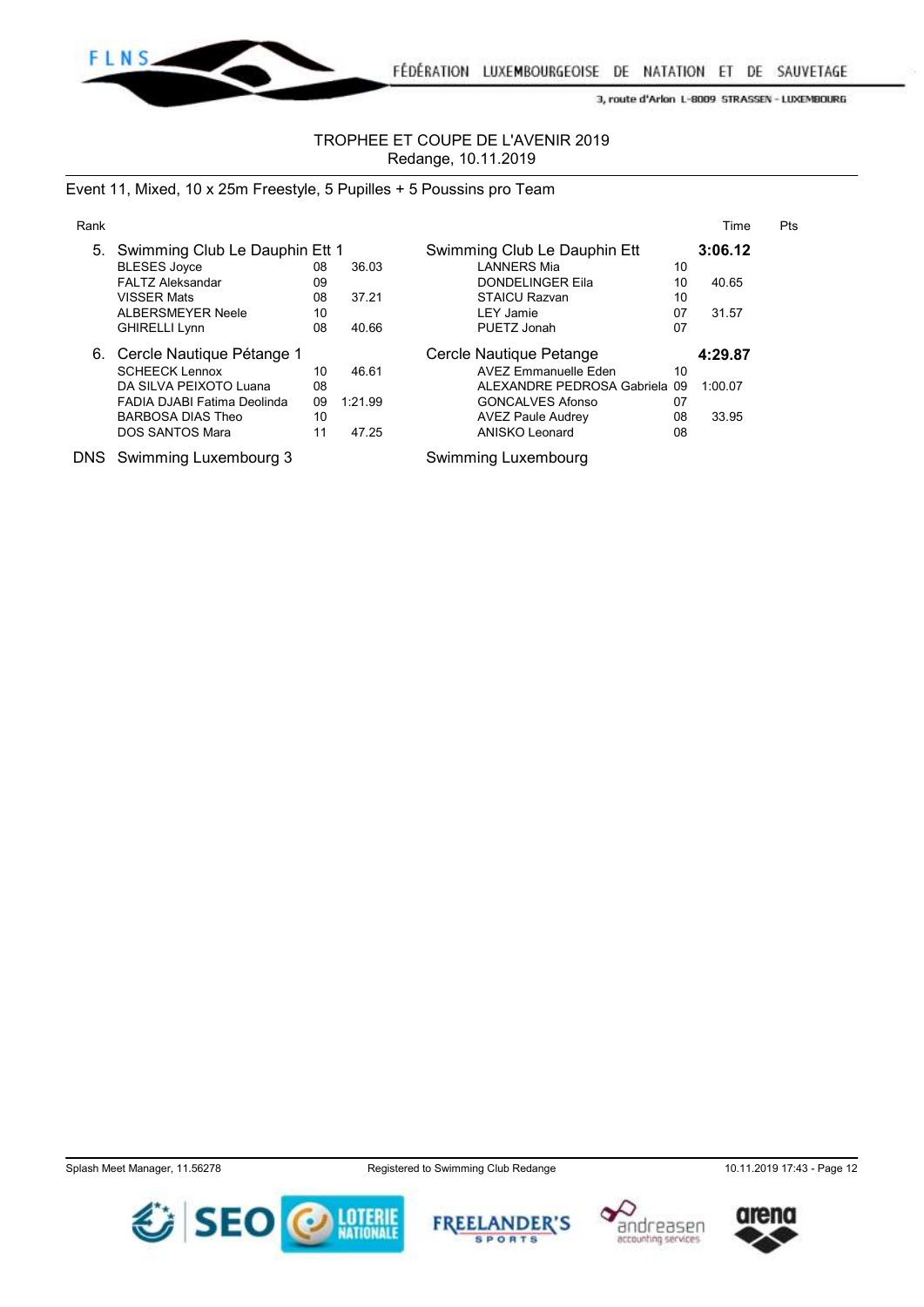TROPHEE ET COUPE DE L'AVENIR 2019
Redange, 10.11.2019

Event 11, Mixed, 10 x 25m Freestyle, 5 Pupilles + 5 Poussins pro Team

| Rank | | | | | | | Time | Pts |
|---|---|---|---|---|---|---|---|---|
| 5. | Swimming Club Le Dauphin Ett 1 | | | Swimming Club Le Dauphin Ett | | | **3:06.12** | |
| | BLESES Joyce | 08 | 36.03 | LANNERS Mia | 10 | | | |
| | FALTZ Aleksandar | 09 | | DONDELINGER Eila | 10 | 40.65 | | |
| | VISSER Mats | 08 | 37.21 | STAICU Razvan | 10 | | | |
| | ALBERSMEYER Neele | 10 | | LEY Jamie | 07 | 31.57 | | |
| | GHIRELLI Lynn | 08 | 40.66 | PUETZ Jonah | 07 | | | |
| 6. | Cercle Nautique Pétange 1 | | | Cercle Nautique Petange | | | **4:29.87** | |
| | SCHEECK Lennox | 10 | 46.61 | AVEZ Emmanuelle Eden | 10 | | | |
| | DA SILVA PEIXOTO Luana | 08 | | ALEXANDRE PEDROSA Gabriela | 09 | 1:00.07 | | |
| | FADIA DJABI Fatima Deolinda | 09 | 1:21.99 | GONCALVES Afonso | 07 | | | |
| | BARBOSA DIAS Theo | 10 | | AVEZ Paule Audrey | 08 | 33.95 | | |
| | DOS SANTOS Mara | 11 | 47.25 | ANISKO Leonard | 08 | | | |
| DNS | Swimming Luxembourg 3 | | | Swimming Luxembourg | | | | |